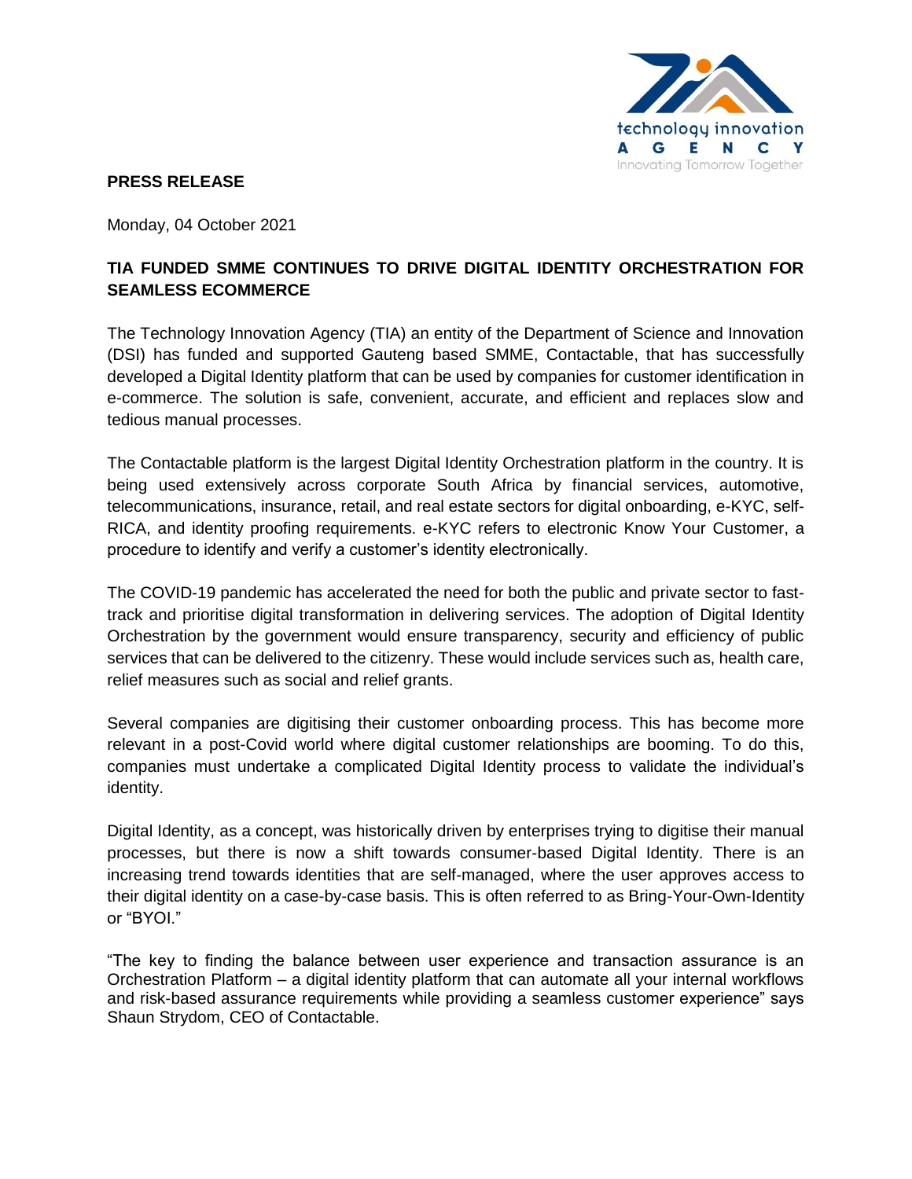**PRESS RELEASE**

Monday, 04 October 2021

**TIA FUNDED SMME CONTINUES TO DRIVE DIGITAL IDENTITY ORCHESTRATION FOR SEAMLESS ECOMMERCE**

The Technology Innovation Agency (TIA) an entity of the Department of Science and Innovation (DSI) has funded and supported Gauteng based SMME, Contactable, that has successfully developed a Digital Identity platform that can be used by companies for customer identification in e-commerce. The solution is safe, convenient, accurate, and efficient and replaces slow and tedious manual processes.

The Contactable platform is the largest Digital Identity Orchestration platform in the country. It is being used extensively across corporate South Africa by financial services, automotive, telecommunications, insurance, retail, and real estate sectors for digital onboarding, e-KYC, self-RICA, and identity proofing requirements. e-KYC refers to electronic Know Your Customer, a procedure to identify and verify a customer's identity electronically.

The COVID-19 pandemic has accelerated the need for both the public and private sector to fast-track and prioritise digital transformation in delivering services. The adoption of Digital Identity Orchestration by the government would ensure transparency, security and efficiency of public services that can be delivered to the citizenry. These would include services such as, health care, relief measures such as social and relief grants.

Several companies are digitising their customer onboarding process. This has become more relevant in a post-Covid world where digital customer relationships are booming. To do this, companies must undertake a complicated Digital Identity process to validate the individual's identity.

Digital Identity, as a concept, was historically driven by enterprises trying to digitise their manual processes, but there is now a shift towards consumer-based Digital Identity. There is an increasing trend towards identities that are self-managed, where the user approves access to their digital identity on a case-by-case basis. This is often referred to as Bring-Your-Own-Identity or "BYOI."

"The key to finding the balance between user experience and transaction assurance is an Orchestration Platform – a digital identity platform that can automate all your internal workflows and risk-based assurance requirements while providing a seamless customer experience" says Shaun Strydom, CEO of Contactable.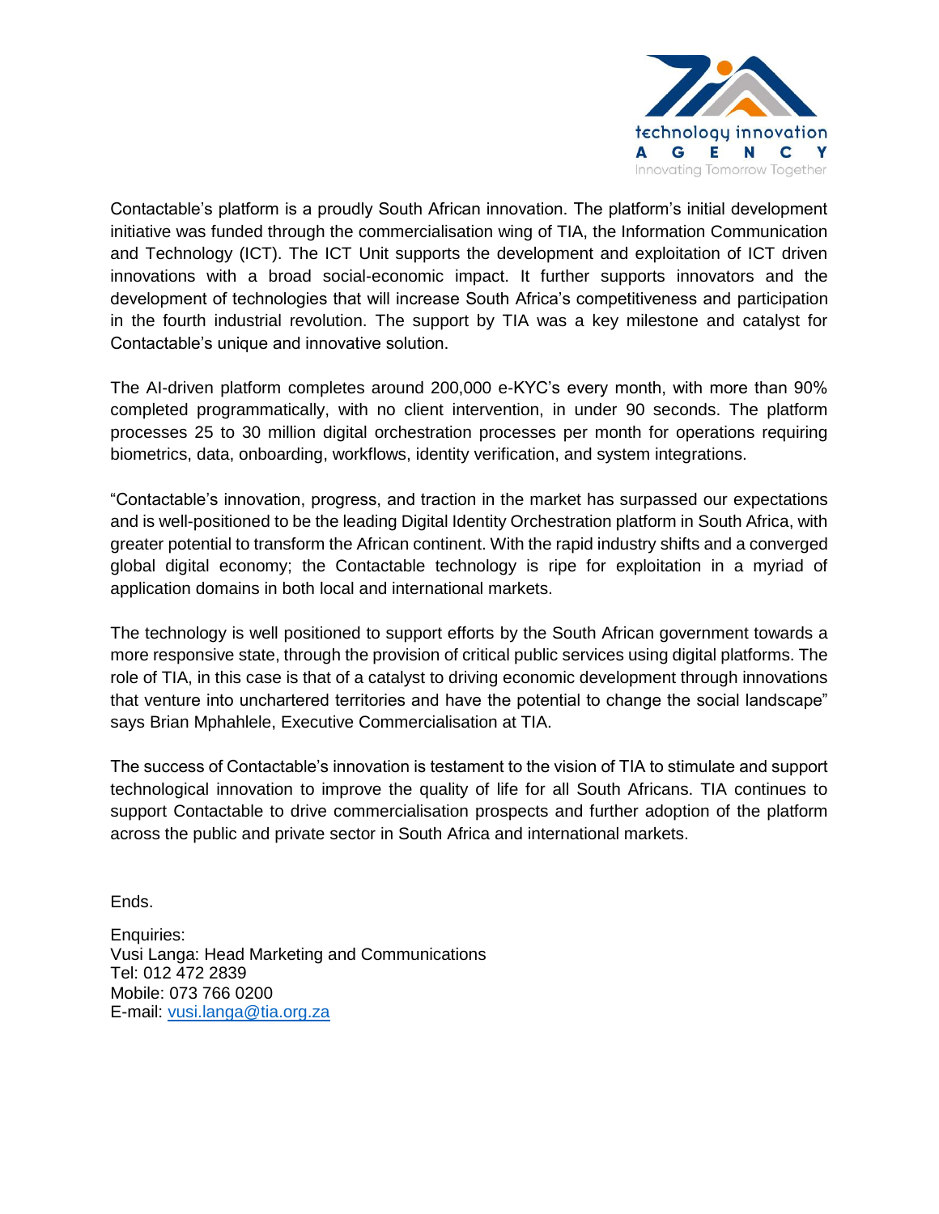Contactable's platform is a proudly South African innovation. The platform's initial development initiative was funded through the commercialisation wing of TIA, the Information Communication and Technology (ICT). The ICT Unit supports the development and exploitation of ICT driven innovations with a broad social-economic impact. It further supports innovators and the development of technologies that will increase South Africa's competitiveness and participation in the fourth industrial revolution. The support by TIA was a key milestone and catalyst for Contactable's unique and innovative solution.

The AI-driven platform completes around 200,000 e-KYC's every month, with more than 90% completed programmatically, with no client intervention, in under 90 seconds. The platform processes 25 to 30 million digital orchestration processes per month for operations requiring biometrics, data, onboarding, workflows, identity verification, and system integrations.

"Contactable's innovation, progress, and traction in the market has surpassed our expectations and is well-positioned to be the leading Digital Identity Orchestration platform in South Africa, with greater potential to transform the African continent. With the rapid industry shifts and a converged global digital economy; the Contactable technology is ripe for exploitation in a myriad of application domains in both local and international markets.

The technology is well positioned to support efforts by the South African government towards a more responsive state, through the provision of critical public services using digital platforms. The role of TIA, in this case is that of a catalyst to driving economic development through innovations that venture into unchartered territories and have the potential to change the social landscape" says Brian Mphahlele, Executive Commercialisation at TIA.

The success of Contactable's innovation is testament to the vision of TIA to stimulate and support technological innovation to improve the quality of life for all South Africans. TIA continues to support Contactable to drive commercialisation prospects and further adoption of the platform across the public and private sector in South Africa and international markets.

Ends.

Enquiries:
Vusi Langa: Head Marketing and Communications
Tel: 012 472 2839
Mobile: 073 766 0200
E-mail: vusi.langa@tia.org.za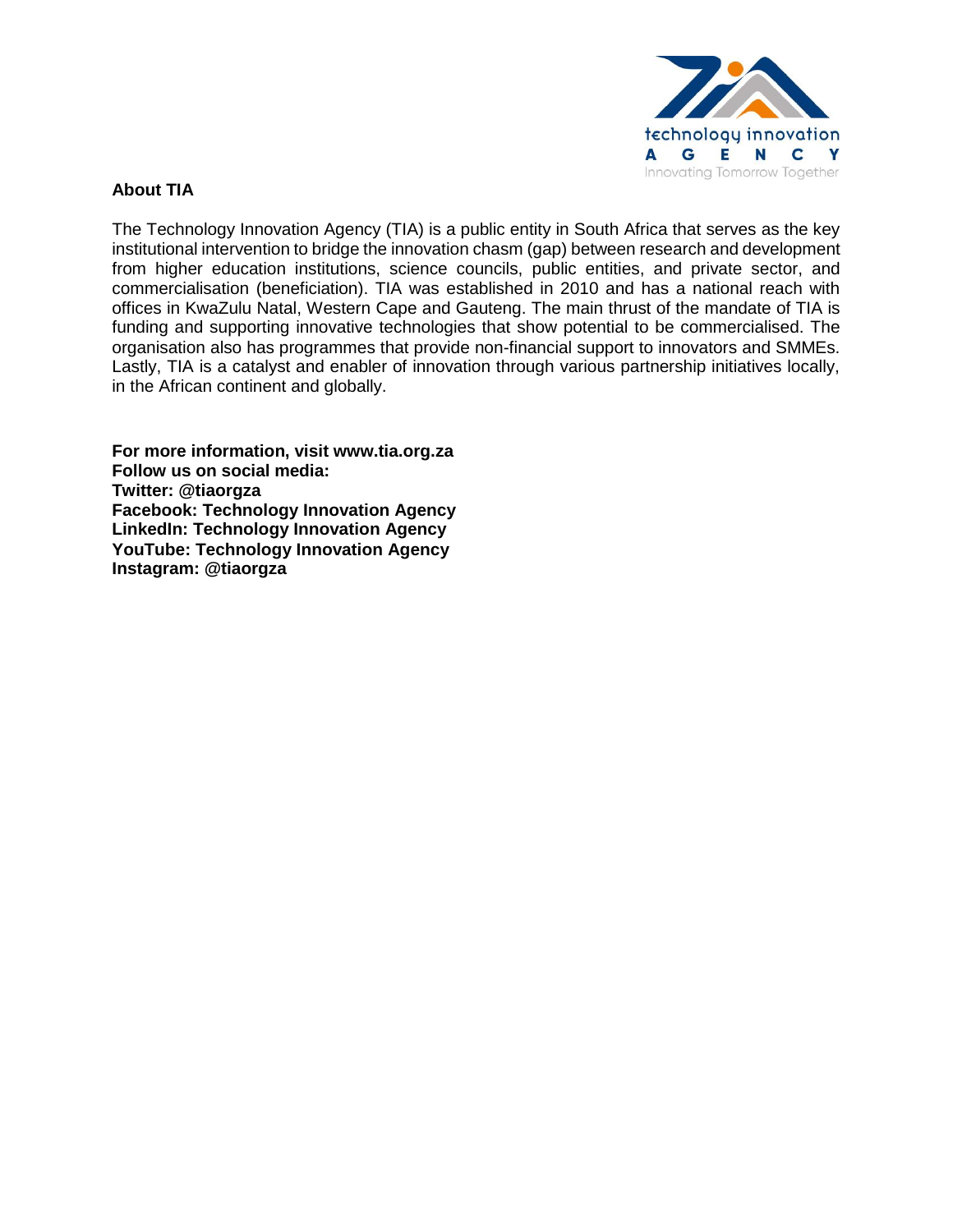## About TIA

The Technology Innovation Agency (TIA) is a public entity in South Africa that serves as the key institutional intervention to bridge the innovation chasm (gap) between research and development from higher education institutions, science councils, public entities, and private sector, and commercialisation (beneficiation). TIA was established in 2010 and has a national reach with offices in KwaZulu Natal, Western Cape and Gauteng. The main thrust of the mandate of TIA is funding and supporting innovative technologies that show potential to be commercialised. The organisation also has programmes that provide non-financial support to innovators and SMMEs. Lastly, TIA is a catalyst and enabler of innovation through various partnership initiatives locally, in the African continent and globally.

**For more information, visit www.tia.org.za**
**Follow us on social media:**
**Twitter: @tiaorgza**
**Facebook: Technology Innovation Agency**
**LinkedIn: Technology Innovation Agency**
**YouTube: Technology Innovation Agency**
**Instagram: @tiaorgza**